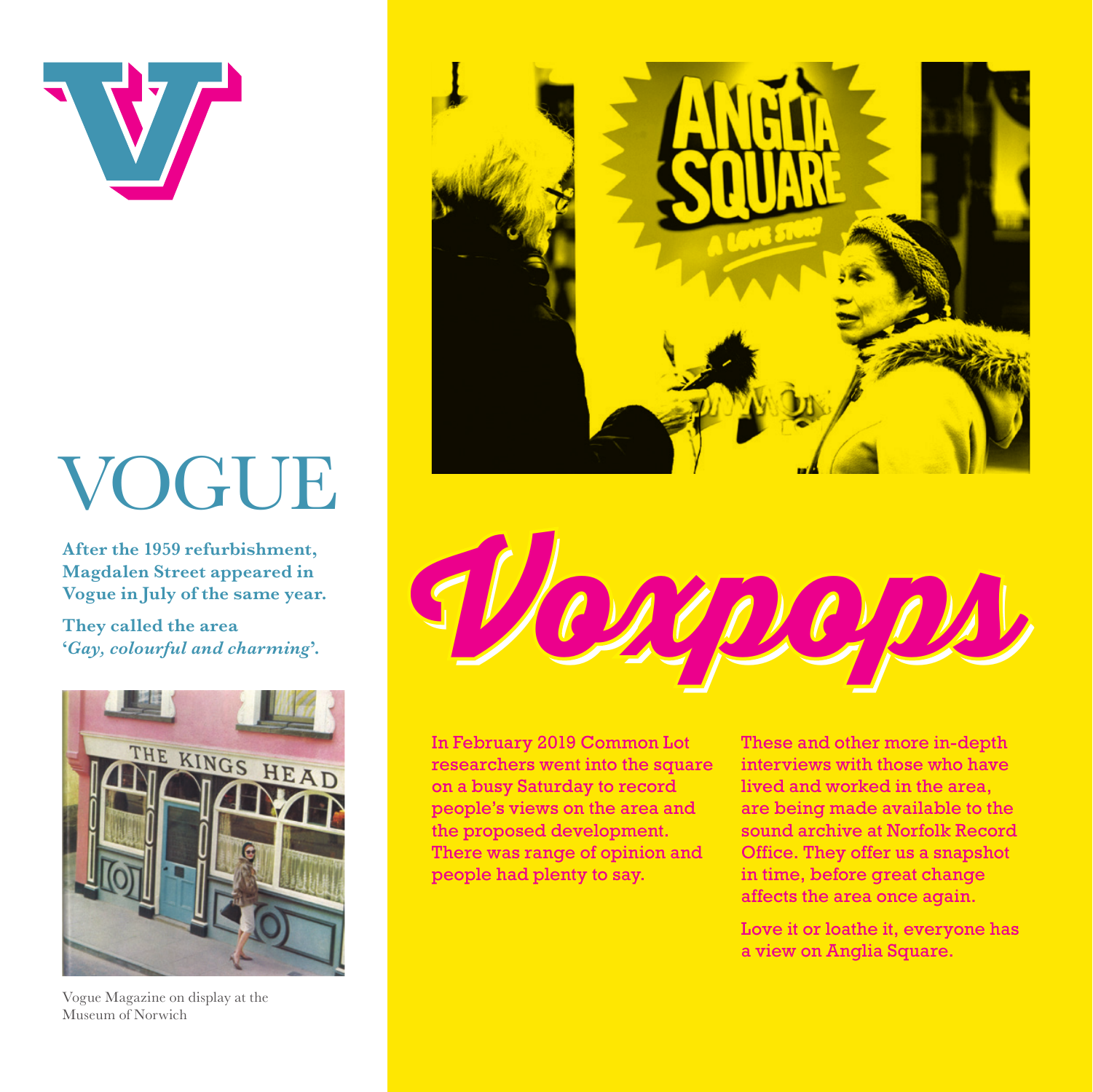# VOGUE

**After the 1959 refurbishment, Magdalen Street appeared in Vogue in July of the same year.**

**They called the area '*Gay, colourful and charming*'.**

Vogue Magazine on display at the Museum of Norwich

# Voxpops

In February 2019 Common Lot researchers went into the square on a busy Saturday to record people's views on the area and the proposed development. There was range of opinion and people had plenty to say.

These and other more in-depth interviews with those who have lived and worked in the area, are being made available to the sound archive at Norfolk Record Office. They offer us a snapshot in time, before great change affects the area once again.

Love it or loathe it, everyone has a view on Anglia Square.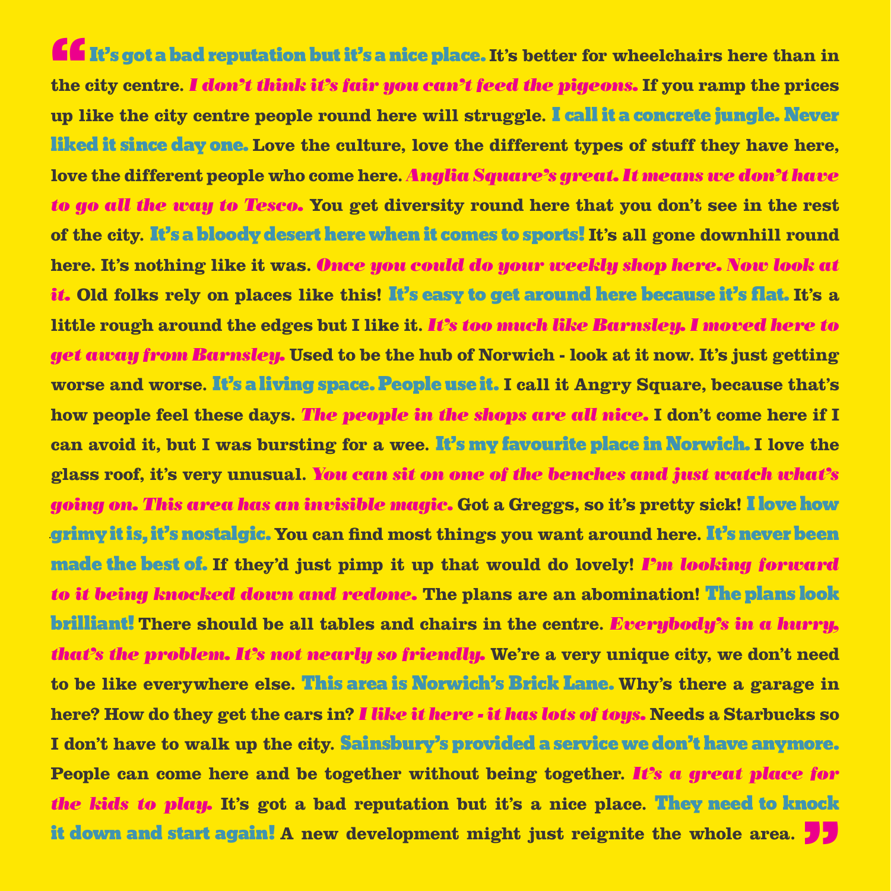"It's got a bad reputation but it's a nice place. It's better for wheelchairs here than in the city centre. *I don't think it's fair you can't feed the pigeons.* If you ramp the prices up like the city centre people round here will struggle. I call it a concrete jungle. Never liked it since day one. Love the culture, love the different types of stuff they have here, love the different people who come here. *Anglia Square's great. It means we don't have to go all the way to Tesco.* You get diversity round here that you don't see in the rest of the city. It's a bloody desert here when it comes to sports! It's all gone downhill round here. It's nothing like it was. *Once you could do your weekly shop here. Now look at it.* Old folks rely on places like this! It's easy to get around here because it's flat. It's a little rough around the edges but I like it. *It's too much like Barnsley. I moved here to get away from Barnsley.* Used to be the hub of Norwich - look at it now. It's just getting worse and worse. It's a living space. People use it. I call it Angry Square, because that's how people feel these days. *The people in the shops are all nice.* I don't come here if I can avoid it, but I was bursting for a wee. It's my favourite place in Norwich. I love the glass roof, it's very unusual. *You can sit on one of the benches and just watch what's going on. This area has an invisible magic.* Got a Greggs, so it's pretty sick! I love how grimy it is, it's nostalgic. You can find most things you want around here. It's never been made the best of. If they'd just pimp it up that would do lovely! *I'm looking forward to it being knocked down and redone.* The plans are an abomination! The plans look brilliant! There should be all tables and chairs in the centre. *Everybody's in a hurry, that's the problem. It's not nearly so friendly.* We're a very unique city, we don't need to be like everywhere else. This area is Norwich's Brick Lane. Why's there a garage in here? How do they get the cars in? *I like it here - it has lots of toys.* Needs a Starbucks so I don't have to walk up the city. Sainsbury's provided a service we don't have anymore. People can come here and be together without being together. *It's a great place for the kids to play.* It's got a bad reputation but it's a nice place. They need to knock it down and start again! A new development might just reignite the whole area."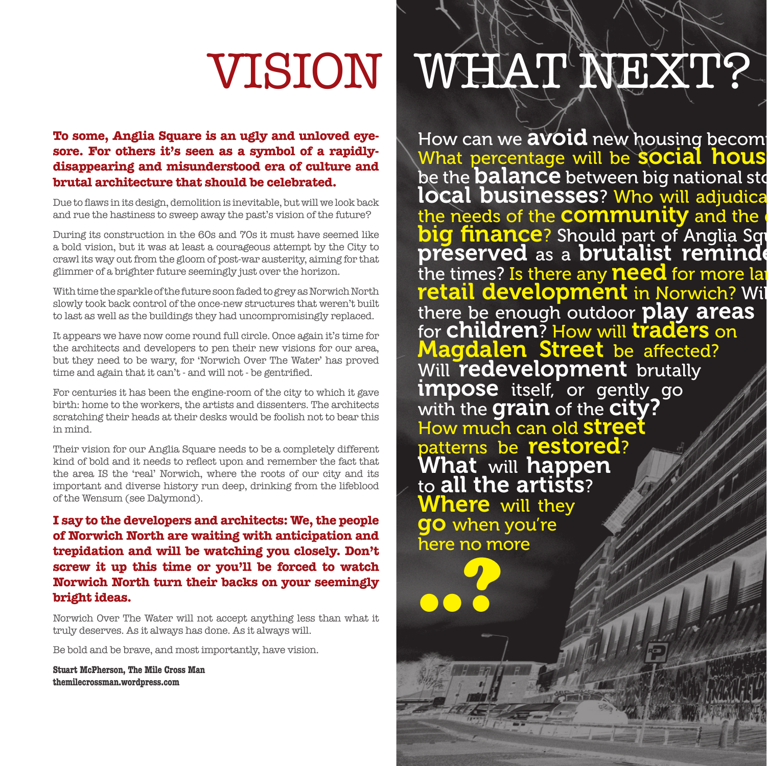# VISION

**To some, Anglia Square is an ugly and unloved eyesore. For others it's seen as a symbol of a rapidly-disappearing and misunderstood era of culture and brutal architecture that should be celebrated.**

Due to flaws in its design, demolition is inevitable, but will we look back and rue the hastiness to sweep away the past's vision of the future?

During its construction in the 60s and 70s it must have seemed like a bold vision, but it was at least a courageous attempt by the City to crawl its way out from the gloom of post-war austerity, aiming for that glimmer of a brighter future seemingly just over the horizon.

With time the sparkle of the future soon faded to grey as Norwich North slowly took back control of the once-new structures that weren't built to last as well as the buildings they had uncompromisingly replaced.

It appears we have now come round full circle. Once again it's time for the architects and developers to pen their new visions for our area, but they need to be wary, for 'Norwich Over The Water' has proved time and again that it can't - and will not - be gentrified.

For centuries it has been the engine-room of the city to which it gave birth: home to the workers, the artists and dissenters. The architects scratching their heads at their desks would be foolish not to bear this in mind.

Their vision for our Anglia Square needs to be a completely different kind of bold and it needs to reflect upon and remember the fact that the area IS the 'real' Norwich, where the roots of our city and its important and diverse history run deep, drinking from the lifeblood of the Wensum (see Dalymond).

**I say to the developers and architects: We, the people of Norwich North are waiting with anticipation and trepidation and will be watching you closely. Don't screw it up this time or you'll be forced to watch Norwich North turn their backs on your seemingly bright ideas.**

Norwich Over The Water will not accept anything less than what it truly deserves. As it always has done. As it always will.

Be bold and be brave, and most importantly, have vision.

**Stuart McPherson, The Mile Cross Man**
**themilecrossman.wordpress.com**

# WHAT NEXT?

How can we **avoid** new housing becom What percentage will be **social hous** be the **balance** between big national sto **local businesses**? Who will adjudica the needs of the **community** and the **big finance**? Should part of Anglia Sq **preserved** as a **brutalist reminde** the times? Is there any **need** for more la **retail development** in Norwich? Wil there be enough outdoor **play areas** for **children**? How will **traders** on **Magdalen Street** be affected? Will **redevelopment** brutally **impose** itself, or gently go with the **grain** of the **city?** How much can old **street** patterns be **restored**? **What** will **happen** to **all the artists**? **Where** will they **go** when you're here no more

..?